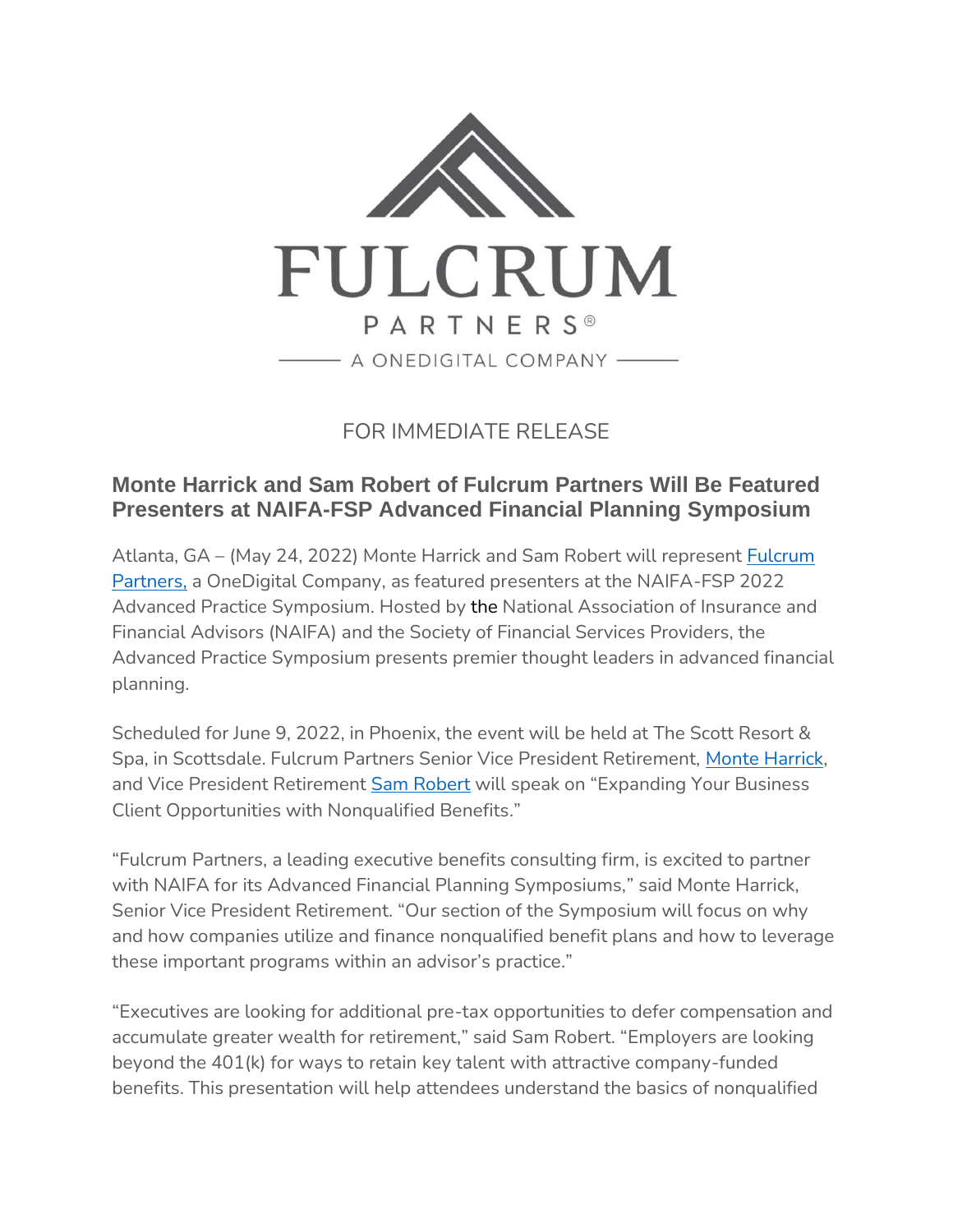FULCRUM

PARTNERS®

A ONEDIGITAL COMPANY

FOR IMMEDIATE RELEASE

## Monte Harrick and Sam Robert of Fulcrum Partners Will Be Featured Presenters at NAIFA-FSP Advanced Financial Planning Symposium

Atlanta, GA – (May 24, 2022) Monte Harrick and Sam Robert will represent Fulcrum Partners, a OneDigital Company, as featured presenters at the NAIFA-FSP 2022 Advanced Practice Symposium. Hosted by the National Association of Insurance and Financial Advisors (NAIFA) and the Society of Financial Services Providers, the Advanced Practice Symposium presents premier thought leaders in advanced financial planning.

Scheduled for June 9, 2022, in Phoenix, the event will be held at The Scott Resort & Spa, in Scottsdale. Fulcrum Partners Senior Vice President Retirement, Monte Harrick, and Vice President Retirement Sam Robert will speak on "Expanding Your Business Client Opportunities with Nonqualified Benefits."

"Fulcrum Partners, a leading executive benefits consulting firm, is excited to partner with NAIFA for its Advanced Financial Planning Symposiums," said Monte Harrick, Senior Vice President Retirement. "Our section of the Symposium will focus on why and how companies utilize and finance nonqualified benefit plans and how to leverage these important programs within an advisor's practice."

"Executives are looking for additional pre-tax opportunities to defer compensation and accumulate greater wealth for retirement," said Sam Robert. "Employers are looking beyond the 401(k) for ways to retain key talent with attractive company-funded benefits. This presentation will help attendees understand the basics of nonqualified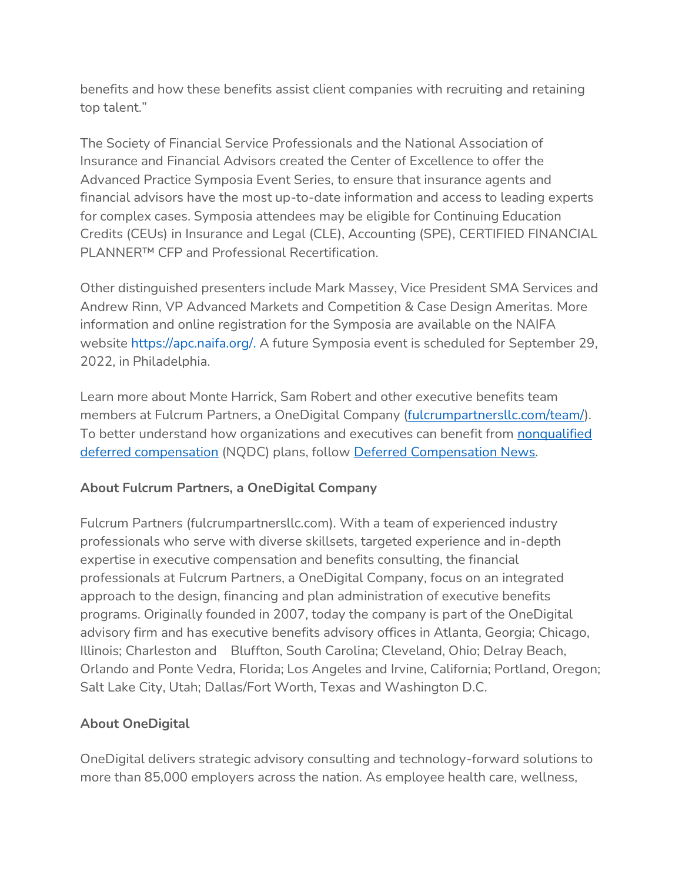benefits and how these benefits assist client companies with recruiting and retaining top talent."

The Society of Financial Service Professionals and the National Association of Insurance and Financial Advisors created the Center of Excellence to offer the Advanced Practice Symposia Event Series, to ensure that insurance agents and financial advisors have the most up-to-date information and access to leading experts for complex cases. Symposia attendees may be eligible for Continuing Education Credits (CEUs) in Insurance and Legal (CLE), Accounting (SPE), CERTIFIED FINANCIAL PLANNER™ CFP and Professional Recertification.

Other distinguished presenters include Mark Massey, Vice President SMA Services and Andrew Rinn, VP Advanced Markets and Competition & Case Design Ameritas. More information and online registration for the Symposia are available on the NAIFA website https://apc.naifa.org/. A future Symposia event is scheduled for September 29, 2022, in Philadelphia.

Learn more about Monte Harrick, Sam Robert and other executive benefits team members at Fulcrum Partners, a OneDigital Company (fulcrumpartnersllc.com/team/). To better understand how organizations and executives can benefit from nonqualified deferred compensation (NQDC) plans, follow Deferred Compensation News.

**About Fulcrum Partners, a OneDigital Company**

Fulcrum Partners (fulcrumpartnersllc.com). With a team of experienced industry professionals who serve with diverse skillsets, targeted experience and in-depth expertise in executive compensation and benefits consulting, the financial professionals at Fulcrum Partners, a OneDigital Company, focus on an integrated approach to the design, financing and plan administration of executive benefits programs. Originally founded in 2007, today the company is part of the OneDigital advisory firm and has executive benefits advisory offices in Atlanta, Georgia; Chicago, Illinois; Charleston and Bluffton, South Carolina; Cleveland, Ohio; Delray Beach, Orlando and Ponte Vedra, Florida; Los Angeles and Irvine, California; Portland, Oregon; Salt Lake City, Utah; Dallas/Fort Worth, Texas and Washington D.C.

**About OneDigital**

OneDigital delivers strategic advisory consulting and technology-forward solutions to more than 85,000 employers across the nation. As employee health care, wellness,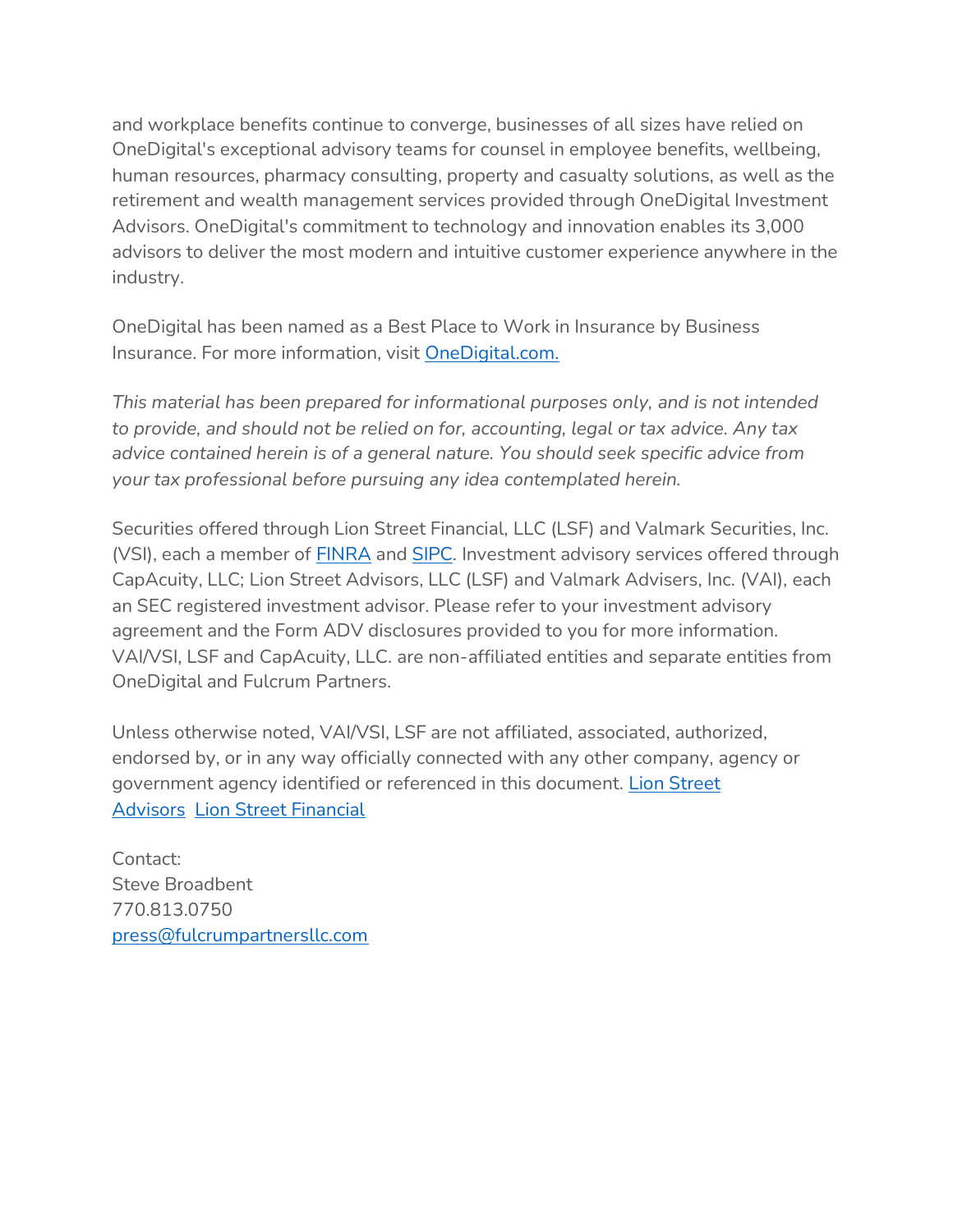and workplace benefits continue to converge, businesses of all sizes have relied on OneDigital's exceptional advisory teams for counsel in employee benefits, wellbeing, human resources, pharmacy consulting, property and casualty solutions, as well as the retirement and wealth management services provided through OneDigital Investment Advisors. OneDigital's commitment to technology and innovation enables its 3,000 advisors to deliver the most modern and intuitive customer experience anywhere in the industry.

OneDigital has been named as a Best Place to Work in Insurance by Business Insurance. For more information, visit [OneDigital.com.](OneDigital.com)

*This material has been prepared for informational purposes only, and is not intended to provide, and should not be relied on for, accounting, legal or tax advice. Any tax advice contained herein is of a general nature. You should seek specific advice from your tax professional before pursuing any idea contemplated herein.*

Securities offered through Lion Street Financial, LLC (LSF) and Valmark Securities, Inc. (VSI), each a member of FINRA and SIPC. Investment advisory services offered through CapAcuity, LLC; Lion Street Advisors, LLC (LSF) and Valmark Advisers, Inc. (VAI), each an SEC registered investment advisor. Please refer to your investment advisory agreement and the Form ADV disclosures provided to you for more information. VAI/VSI, LSF and CapAcuity, LLC. are non-affiliated entities and separate entities from OneDigital and Fulcrum Partners.

Unless otherwise noted, VAI/VSI, LSF are not affiliated, associated, authorized, endorsed by, or in any way officially connected with any other company, agency or government agency identified or referenced in this document. Lion Street Advisors Lion Street Financial

Contact:
Steve Broadbent
770.813.0750
press@fulcrumpartnersllc.com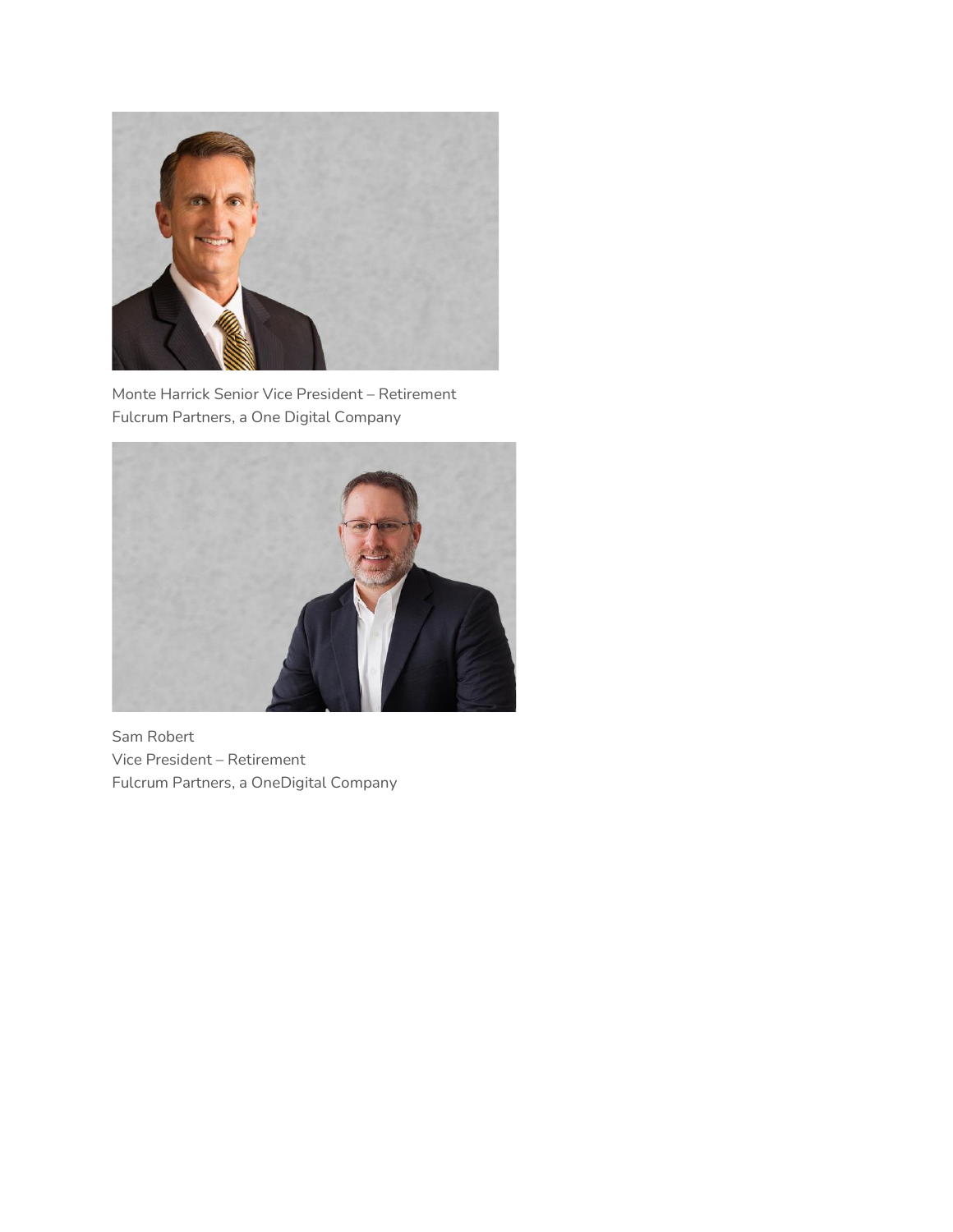Monte Harrick Senior Vice President – Retirement
Fulcrum Partners, a One Digital Company

Sam Robert
Vice President – Retirement
Fulcrum Partners, a OneDigital Company